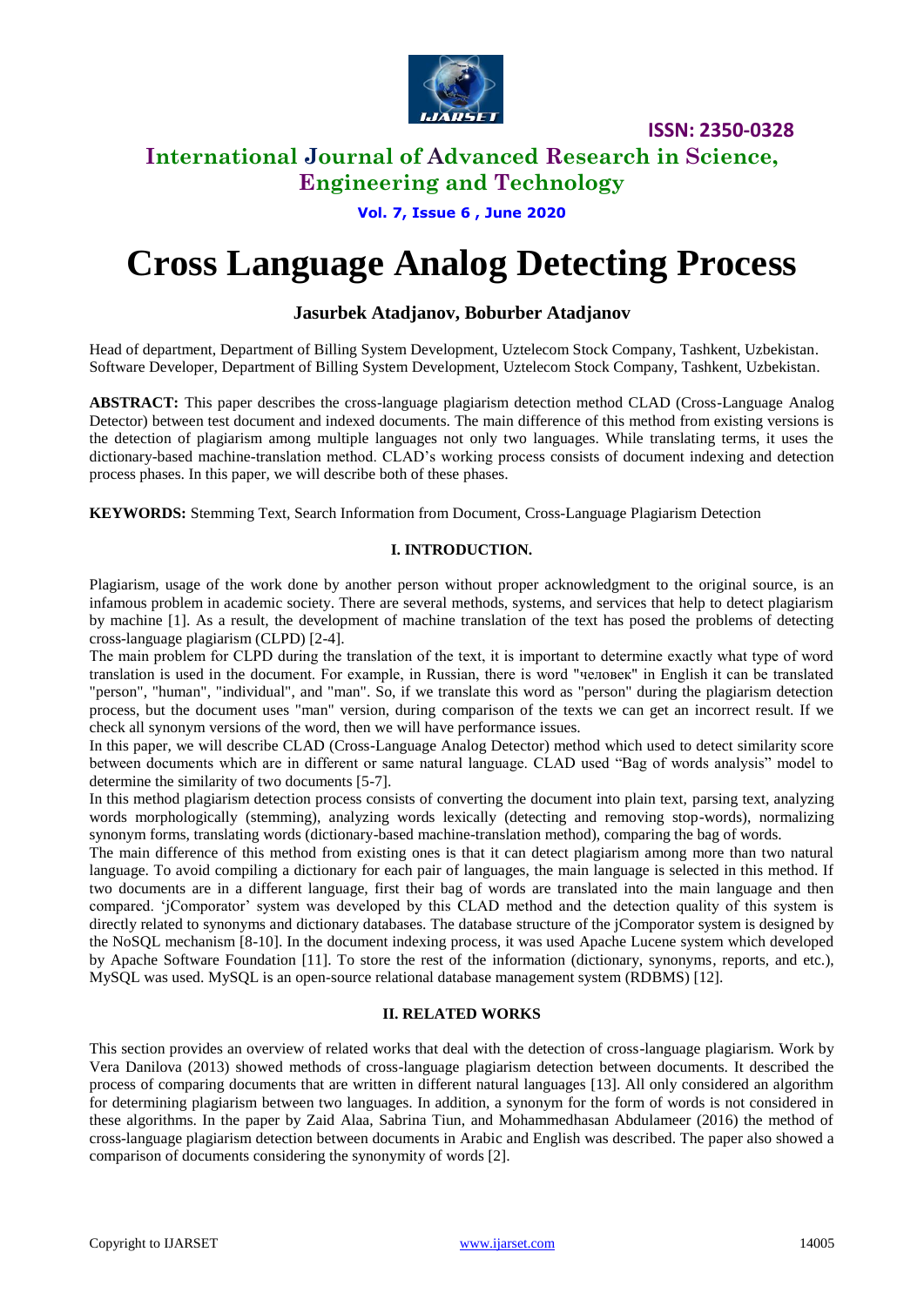# Cross Language Analog Detecting Process

**Jasurbek Atadjanov, Boburber Atadjanov**

Head of department, Department of Billing System Development, Uztelecom Stock Company, Tashkent, Uzbekistan.
Software Developer, Department of Billing System Development, Uztelecom Stock Company, Tashkent, Uzbekistan.

**ABSTRACT:** This paper describes the cross-language plagiarism detection method CLAD (Cross-Language Analog Detector) between test document and indexed documents. The main difference of this method from existing versions is the detection of plagiarism among multiple languages not only two languages. While translating terms, it uses the dictionary-based machine-translation method. CLAD's working process consists of document indexing and detection process phases. In this paper, we will describe both of these phases.

**KEYWORDS:** Stemming Text, Search Information from Document, Cross-Language Plagiarism Detection

## I. INTRODUCTION.

Plagiarism, usage of the work done by another person without proper acknowledgment to the original source, is an infamous problem in academic society. There are several methods, systems, and services that help to detect plagiarism by machine [1]. As a result, the development of machine translation of the text has posed the problems of detecting cross-language plagiarism (CLPD) [2-4].

The main problem for CLPD during the translation of the text, it is important to determine exactly what type of word translation is used in the document. For example, in Russian, there is word "человек" in English it can be translated "person", "human", "individual", and "man". So, if we translate this word as "person" during the plagiarism detection process, but the document uses "man" version, during comparison of the texts we can get an incorrect result. If we check all synonym versions of the word, then we will have performance issues.

In this paper, we will describe CLAD (Cross-Language Analog Detector) method which used to detect similarity score between documents which are in different or same natural language. CLAD used "Bag of words analysis" model to determine the similarity of two documents [5-7].

In this method plagiarism detection process consists of converting the document into plain text, parsing text, analyzing words morphologically (stemming), analyzing words lexically (detecting and removing stop-words), normalizing synonym forms, translating words (dictionary-based machine-translation method), comparing the bag of words.

The main difference of this method from existing ones is that it can detect plagiarism among more than two natural language. To avoid compiling a dictionary for each pair of languages, the main language is selected in this method. If two documents are in a different language, first their bag of words are translated into the main language and then compared. 'jComporator' system was developed by this CLAD method and the detection quality of this system is directly related to synonyms and dictionary databases. The database structure of the jComporator system is designed by the NoSQL mechanism [8-10]. In the document indexing process, it was used Apache Lucene system which developed by Apache Software Foundation [11]. To store the rest of the information (dictionary, synonyms, reports, and etc.), MySQL was used. MySQL is an open-source relational database management system (RDBMS) [12].

## II. RELATED WORKS

This section provides an overview of related works that deal with the detection of cross-language plagiarism. Work by Vera Danilova (2013) showed methods of cross-language plagiarism detection between documents. It described the process of comparing documents that are written in different natural languages [13]. All only considered an algorithm for determining plagiarism between two languages. In addition, a synonym for the form of words is not considered in these algorithms. In the paper by Zaid Alaa, Sabrina Tiun, and Mohammedhasan Abdulameer (2016) the method of cross-language plagiarism detection between documents in Arabic and English was described. The paper also showed a comparison of documents considering the synonymity of words [2].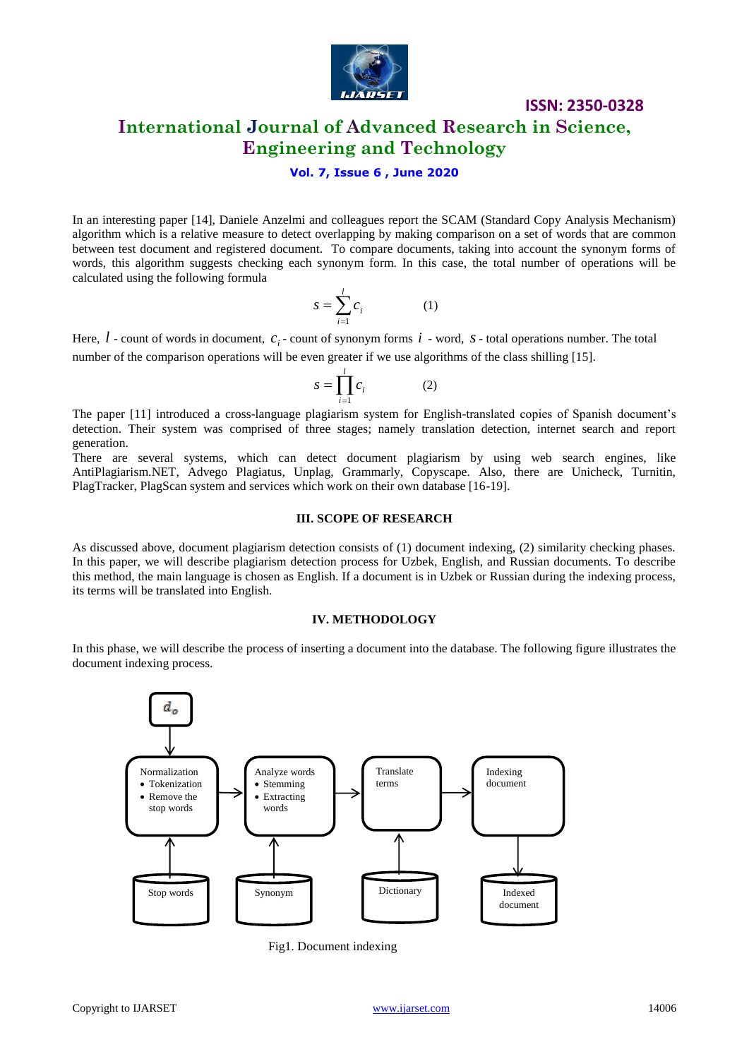In an interesting paper [14], Daniele Anzelmi and colleagues report the SCAM (Standard Copy Analysis Mechanism) algorithm which is a relative measure to detect overlapping by making comparison on a set of words that are common between test document and registered document. To compare documents, taking into account the synonym forms of words, this algorithm suggests checking each synonym form. In this case, the total number of operations will be calculated using the following formula

$$s = \sum_{i=1}^{l} c_i \qquad (1)$$

Here, $l$ - count of words in document, $c_i$ - count of synonym forms $i$ - word, $s$ - total operations number. The total number of the comparison operations will be even greater if we use algorithms of the class shilling [15].

$$s = \prod_{i=1}^{l} c_i \qquad (2)$$

The paper [11] introduced a cross-language plagiarism system for English-translated copies of Spanish document's detection. Their system was comprised of three stages; namely translation detection, internet search and report generation.

There are several systems, which can detect document plagiarism by using web search engines, like AntiPlagiarism.NET, Advego Plagiatus, Unplag, Grammarly, Copyscape. Also, there are Unicheck, Turnitin, PlagTracker, PlagScan system and services which work on their own database [16-19].

## III. SCOPE OF RESEARCH

As discussed above, document plagiarism detection consists of (1) document indexing, (2) similarity checking phases. In this paper, we will describe plagiarism detection process for Uzbek, English, and Russian documents. To describe this method, the main language is chosen as English. If a document is in Uzbek or Russian during the indexing process, its terms will be translated into English.

## IV. METHODOLOGY

In this phase, we will describe the process of inserting a document into the database. The following figure illustrates the document indexing process.

Fig1. Document indexing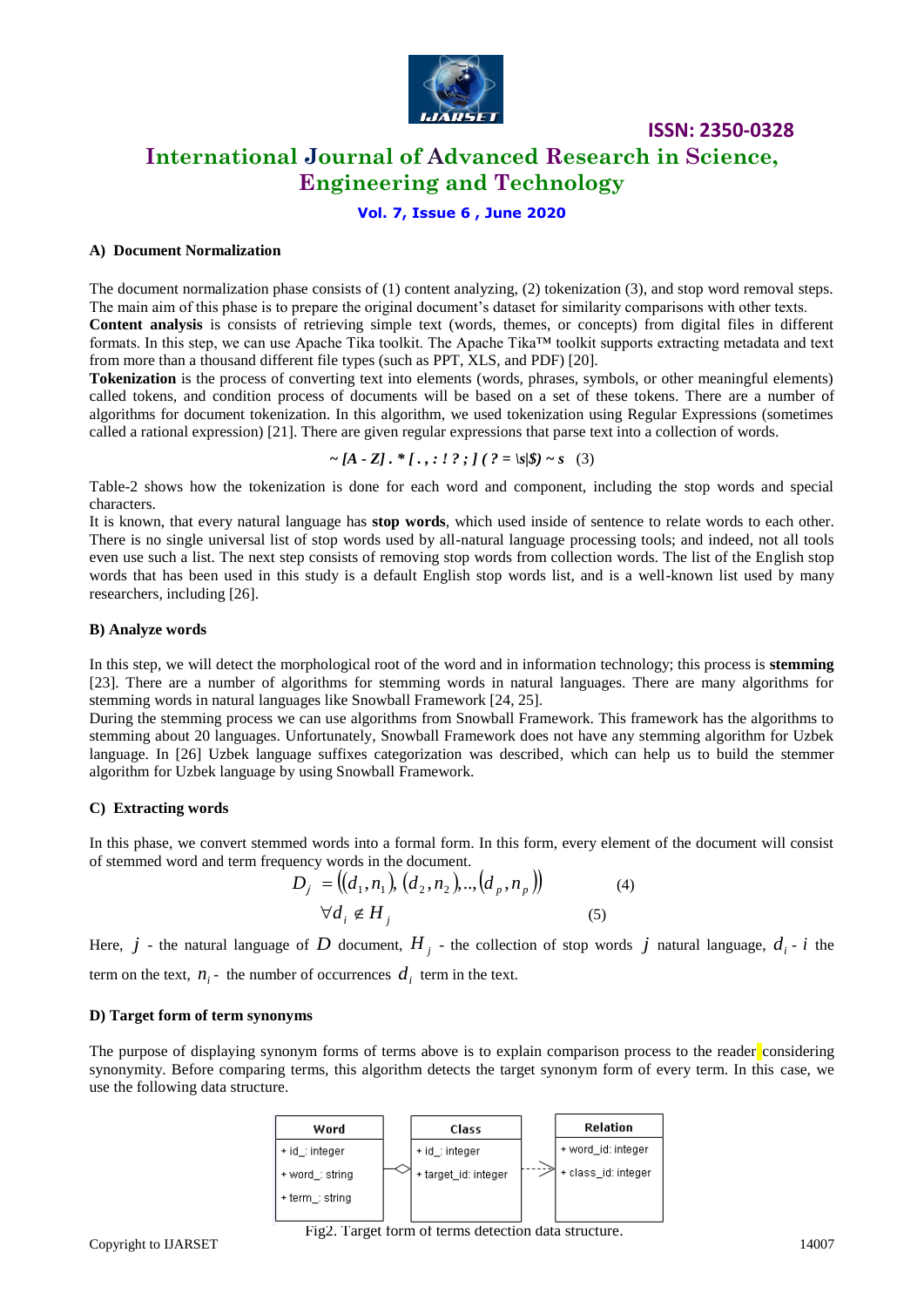### A) Document Normalization

The document normalization phase consists of (1) content analyzing, (2) tokenization (3), and stop word removal steps. The main aim of this phase is to prepare the original document's dataset for similarity comparisons with other texts.

**Content analysis** is consists of retrieving simple text (words, themes, or concepts) from digital files in different formats. In this step, we can use Apache Tika toolkit. The Apache Tika™ toolkit supports extracting metadata and text from more than a thousand different file types (such as PPT, XLS, and PDF) [20].

**Tokenization** is the process of converting text into elements (words, phrases, symbols, or other meaningful elements) called tokens, and condition process of documents will be based on a set of these tokens. There are a number of algorithms for document tokenization. In this algorithm, we used tokenization using Regular Expressions (sometimes called a rational expression) [21]. There are given regular expressions that parse text into a collection of words.

***~ [A - Z] . * [ . , : ! ? ; ] ( ? = \s|$) ~ s*** (3)

Table-2 shows how the tokenization is done for each word and component, including the stop words and special characters.

It is known, that every natural language has **stop words**, which used inside of sentence to relate words to each other. There is no single universal list of stop words used by all-natural language processing tools; and indeed, not all tools even use such a list. The next step consists of removing stop words from collection words. The list of the English stop words that has been used in this study is a default English stop words list, and is a well-known list used by many researchers, including [26].

### B) Analyze words

In this step, we will detect the morphological root of the word and in information technology; this process is **stemming** [23]. There are a number of algorithms for stemming words in natural languages. There are many algorithms for stemming words in natural languages like Snowball Framework [24, 25].

During the stemming process we can use algorithms from Snowball Framework. This framework has the algorithms to stemming about 20 languages. Unfortunately, Snowball Framework does not have any stemming algorithm for Uzbek language. In [26] Uzbek language suffixes categorization was described, which can help us to build the stemmer algorithm for Uzbek language by using Snowball Framework.

### C) Extracting words

In this phase, we convert stemmed words into a formal form. In this form, every element of the document will consist of stemmed word and term frequency words in the document.

$$D_j = ((d_1, n_1), (d_2, n_2), .., (d_p, n_p)) \quad (4)$$

$$\forall d_i \notin H_j \quad (5)$$

Here, $j$ - the natural language of $D$ document, $H_j$ - the collection of stop words $j$ natural language, $d_i$ - $i$ the term on the text, $n_i$ - the number of occurrences $d_i$ term in the text.

### D) Target form of term synonyms

The purpose of displaying synonym forms of terms above is to explain comparison process to the reader considering synonymity. Before comparing terms, this algorithm detects the target synonym form of every term. In this case, we use the following data structure.

| Word |
|---|
| + id_: integer |
| + word_: string |
| + term_: string |

| Class |
|---|
| + id_: integer |
| + target_id: integer |

| Relation |
|---|
| + word_id: integer |
| + class_id: integer |

Fig2. Target form of terms detection data structure.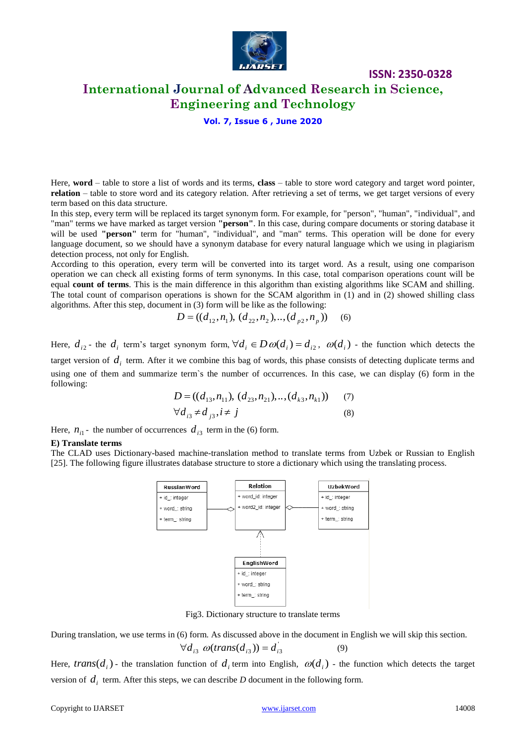Here, **word** – table to store a list of words and its terms, **class** – table to store word category and target word pointer, **relation** – table to store word and its category relation. After retrieving a set of terms, we get target versions of every term based on this data structure.

In this step, every term will be replaced its target synonym form. For example, for "person", "human", "individual", and "man" terms we have marked as target version **"person"**. In this case, during compare documents or storing database it will be used **"person"** term for "human", "individual", and "man" terms. This operation will be done for every language document, so we should have a synonym database for every natural language which we using in plagiarism detection process, not only for English.

According to this operation, every term will be converted into its target word. As a result, using one comparison operation we can check all existing forms of term synonyms. In this case, total comparison operations count will be equal **count of terms**. This is the main difference in this algorithm than existing algorithms like SCAM and shilling. The total count of comparison operations is shown for the SCAM algorithm in (1) and in (2) showed shilling class algorithms. After this step, document in (3) form will be like as the following:

$$D = ((d_{12}, n_1),\ (d_{22}, n_2), .., (d_{p2}, n_p)) \qquad (6)$$

Here, $d_{i2}$ - the $d_i$ term's target synonym form, $\forall d_i \in D\, \omega(d_i) = d_{i2}$, $\omega(d_i)$ - the function which detects the target version of $d_i$ term. After it we combine this bag of words, this phase consists of detecting duplicate terms and using one of them and summarize term`s the number of occurrences. In this case, we can display (6) form in the following:

$$D = ((d_{13}, n_{11}),\ (d_{23}, n_{21}), .., (d_{k3}, n_{k1})) \qquad (7)$$

$$\forall d_{i3} \neq d_{j3}, i \neq j \qquad (8)$$

Here, $n_{i1}$ - the number of occurrences $d_{i3}$ term in the (6) form.

**E) Translate terms**

The CLAD uses Dictionary-based machine-translation method to translate terms from Uzbek or Russian to English [25]. The following figure illustrates database structure to store a dictionary which using the translating process.

Fig3. Dictionary structure to translate terms

During translation, we use terms in (6) form. As discussed above in the document in English we will skip this section.

$$\forall d_{i3}\ \omega(trans(d_{i3})) = d_{i3}^{'} \qquad (9)$$

Here, $trans(d_i)$ - the translation function of $d_i$ term into English, $\omega(d_i)$ - the function which detects the target version of $d_i$ term. After this steps, we can describe *D* document in the following form.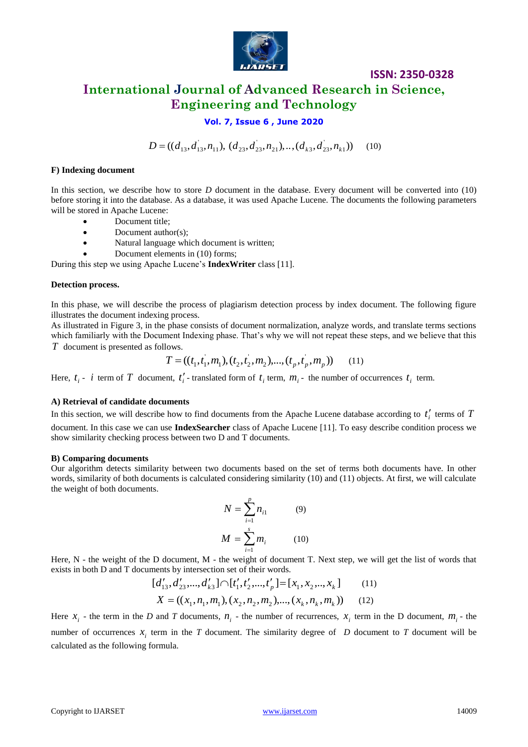$$D = ((d_{13}, d^{'}_{13}, n_{11}), (d_{23}, d^{'}_{23}, n_{21}), .., (d_{k3}, d^{'}_{23}, n_{k1})) \quad (10)$$

#### F) Indexing document

In this section, we describe how to store *D* document in the database. Every document will be converted into (10) before storing it into the database. As a database, it was used Apache Lucene. The documents the following parameters will be stored in Apache Lucene:

- Document title;
- Document author(s);
- Natural language which document is written;
- Document elements in (10) forms;

During this step we using Apache Lucene's **IndexWriter** class [11].

#### Detection process.

In this phase, we will describe the process of plagiarism detection process by index document. The following figure illustrates the document indexing process.

As illustrated in Figure 3, in the phase consists of document normalization, analyze words, and translate terms sections which familiarly with the Document Indexing phase. That's why we will not repeat these steps, and we believe that this $T$ document is presented as follows.

$$T = ((t_1, t^{'}_1, m_1), (t_2, t^{'}_2, m_2), ..., (t_p, t^{'}_p, m_p)) \quad (11)$$

Here, $t_i$ - $i$ term of $T$ document, $t'_i$ - translated form of $t_i$ term, $m_i$ - the number of occurrences $t_i$ term.

#### A) Retrieval of candidate documents

In this section, we will describe how to find documents from the Apache Lucene database according to $t'_i$ terms of $T$ document. In this case we can use **IndexSearcher** class of Apache Lucene [11]. To easy describe condition process we show similarity checking process between two D and T documents.

#### B) Comparing documents

Our algorithm detects similarity between two documents based on the set of terms both documents have. In other words, similarity of both documents is calculated considering similarity (10) and (11) objects. At first, we will calculate the weight of both documents.

$$N = \sum_{i=1}^{p} n_{i1} \quad (9)$$

$$M = \sum_{i=1}^{s} m_i \quad (10)$$

Here, N - the weight of the D document, M - the weight of document T. Next step, we will get the list of words that exists in both D and T documents by intersection set of their words.

$$[d'_{13}, d'_{23}, ..., d'_{k3}] \cap [t'_1, t'_2, ..., t'_p] = [x_1, x_2, .., x_k] \quad (11)$$

$$X = ((x_1, n_1, m_1), (x_2, n_2, m_2), ..., (x_k, n_k, m_k)) \quad (12)$$

Here $x_i$ - the term in the *D* and *T* documents, $n_i$ - the number of recurrences, $x_i$ term in the D document, $m_i$ - the number of occurrences $x_i$ term in the *T* document. The similarity degree of *D* document to *T* document will be calculated as the following formula.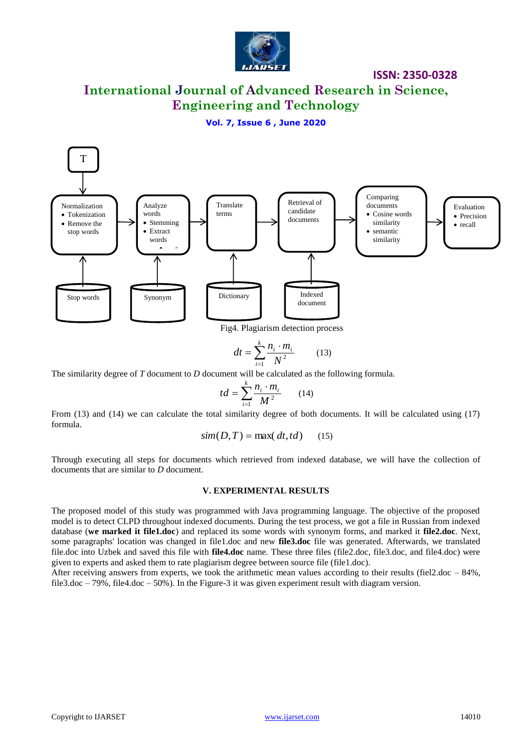Fig4. Plagiarism detection process

$$dt = \sum_{i=1}^{k} \frac{n_i \cdot m_i}{N^2} \qquad (13)$$

The similarity degree of *T* document to *D* document will be calculated as the following formula.

$$td = \sum_{i=1}^{k} \frac{n_i \cdot m_i}{M^2} \qquad (14)$$

From (13) and (14) we can calculate the total similarity degree of both documents. It will be calculated using (17) formula.

$$sim(D,T) = \max(dt, td) \qquad (15)$$

Through executing all steps for documents which retrieved from indexed database, we will have the collection of documents that are similar to *D* document.

## V. EXPERIMENTAL RESULTS

The proposed model of this study was programmed with Java programming language. The objective of the proposed model is to detect CLPD throughout indexed documents. During the test process, we got a file in Russian from indexed database (**we marked it file1.doc**) and replaced its some words with synonym forms, and marked it **file2.doc**. Next, some paragraphs' location was changed in file1.doc and new **file3.doc** file was generated. Afterwards, we translated file.doc into Uzbek and saved this file with **file4.doc** name. These three files (file2.doc, file3.doc, and file4.doc) were given to experts and asked them to rate plagiarism degree between source file (file1.doc).

After receiving answers from experts, we took the arithmetic mean values according to their results (fiel2.doc – 84%, file3.doc – 79%, file4.doc – 50%). In the Figure-3 it was given experiment result with diagram version.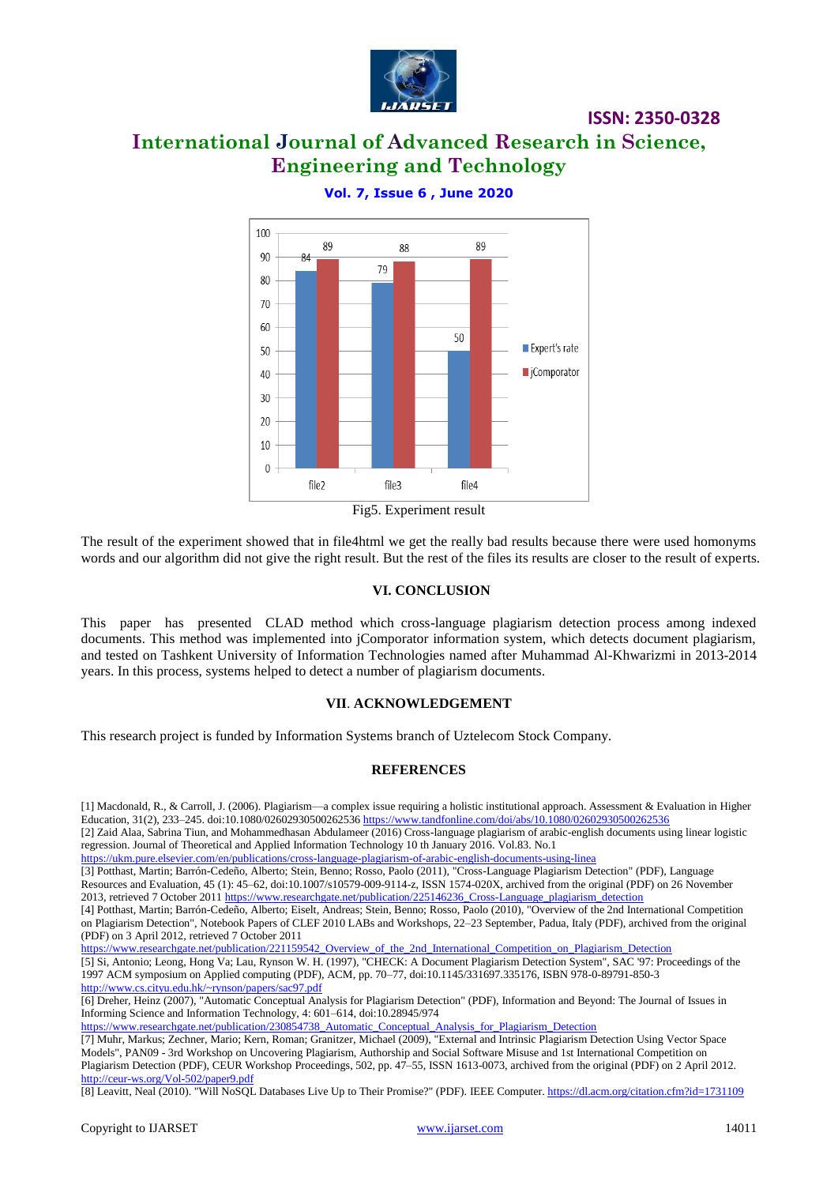Fig5. Experiment result

The result of the experiment showed that in file4html we get the really bad results because there were used homonyms words and our algorithm did not give the right result. But the rest of the files its results are closer to the result of experts.

## VI. CONCLUSION

This paper has presented CLAD method which cross-language plagiarism detection process among indexed documents. This method was implemented into jComporator information system, which detects document plagiarism, and tested on Tashkent University of Information Technologies named after Muhammad Al-Khwarizmi in 2013-2014 years. In this process, systems helped to detect a number of plagiarism documents.

## VII. ACKNOWLEDGEMENT

This research project is funded by Information Systems branch of Uztelecom Stock Company.

## REFERENCES

[1] Macdonald, R., & Carroll, J. (2006). Plagiarism—a complex issue requiring a holistic institutional approach. Assessment & Evaluation in Higher Education, 31(2), 233–245. doi:10.1080/02602930500262536 https://www.tandfonline.com/doi/abs/10.1080/02602930500262536

[2] Zaid Alaa, Sabrina Tiun, and Mohammedhasan Abdulameer (2016) Cross-language plagiarism of arabic-english documents using linear logistic regression. Journal of Theoretical and Applied Information Technology 10 th January 2016. Vol.83. No.1 https://ukm.pure.elsevier.com/en/publications/cross-language-plagiarism-of-arabic-english-documents-using-linea

[3] Potthast, Martin; Barrón-Cedeño, Alberto; Stein, Benno; Rosso, Paolo (2011), "Cross-Language Plagiarism Detection" (PDF), Language Resources and Evaluation, 45 (1): 45–62, doi:10.1007/s10579-009-9114-z, ISSN 1574-020X, archived from the original (PDF) on 26 November 2013, retrieved 7 October 2011 https://www.researchgate.net/publication/225146236_Cross-Language_plagiarism_detection

[4] Potthast, Martin; Barrón-Cedeño, Alberto; Eiselt, Andreas; Stein, Benno; Rosso, Paolo (2010), "Overview of the 2nd International Competition on Plagiarism Detection", Notebook Papers of CLEF 2010 LABs and Workshops, 22–23 September, Padua, Italy (PDF), archived from the original (PDF) on 3 April 2012, retrieved 7 October 2011 https://www.researchgate.net/publication/221159542_Overview_of_the_2nd_International_Competition_on_Plagiarism_Detection

[5] Si, Antonio; Leong, Hong Va; Lau, Rynson W. H. (1997), "CHECK: A Document Plagiarism Detection System", SAC '97: Proceedings of the 1997 ACM symposium on Applied computing (PDF), ACM, pp. 70–77, doi:10.1145/331697.335176, ISBN 978-0-89791-850-3 http://www.cs.cityu.edu.hk/~rynson/papers/sac97.pdf

[6] Dreher, Heinz (2007), "Automatic Conceptual Analysis for Plagiarism Detection" (PDF), Information and Beyond: The Journal of Issues in Informing Science and Information Technology, 4: 601–614, doi:10.28945/974 https://www.researchgate.net/publication/230854738_Automatic_Conceptual_Analysis_for_Plagiarism_Detection

[7] Muhr, Markus; Zechner, Mario; Kern, Roman; Granitzer, Michael (2009), "External and Intrinsic Plagiarism Detection Using Vector Space Models", PAN09 - 3rd Workshop on Uncovering Plagiarism, Authorship and Social Software Misuse and 1st International Competition on Plagiarism Detection (PDF), CEUR Workshop Proceedings, 502, pp. 47–55, ISSN 1613-0073, archived from the original (PDF) on 2 April 2012. http://ceur-ws.org/Vol-502/paper9.pdf

[8] Leavitt, Neal (2010). "Will NoSQL Databases Live Up to Their Promise?" (PDF). IEEE Computer. https://dl.acm.org/citation.cfm?id=1731109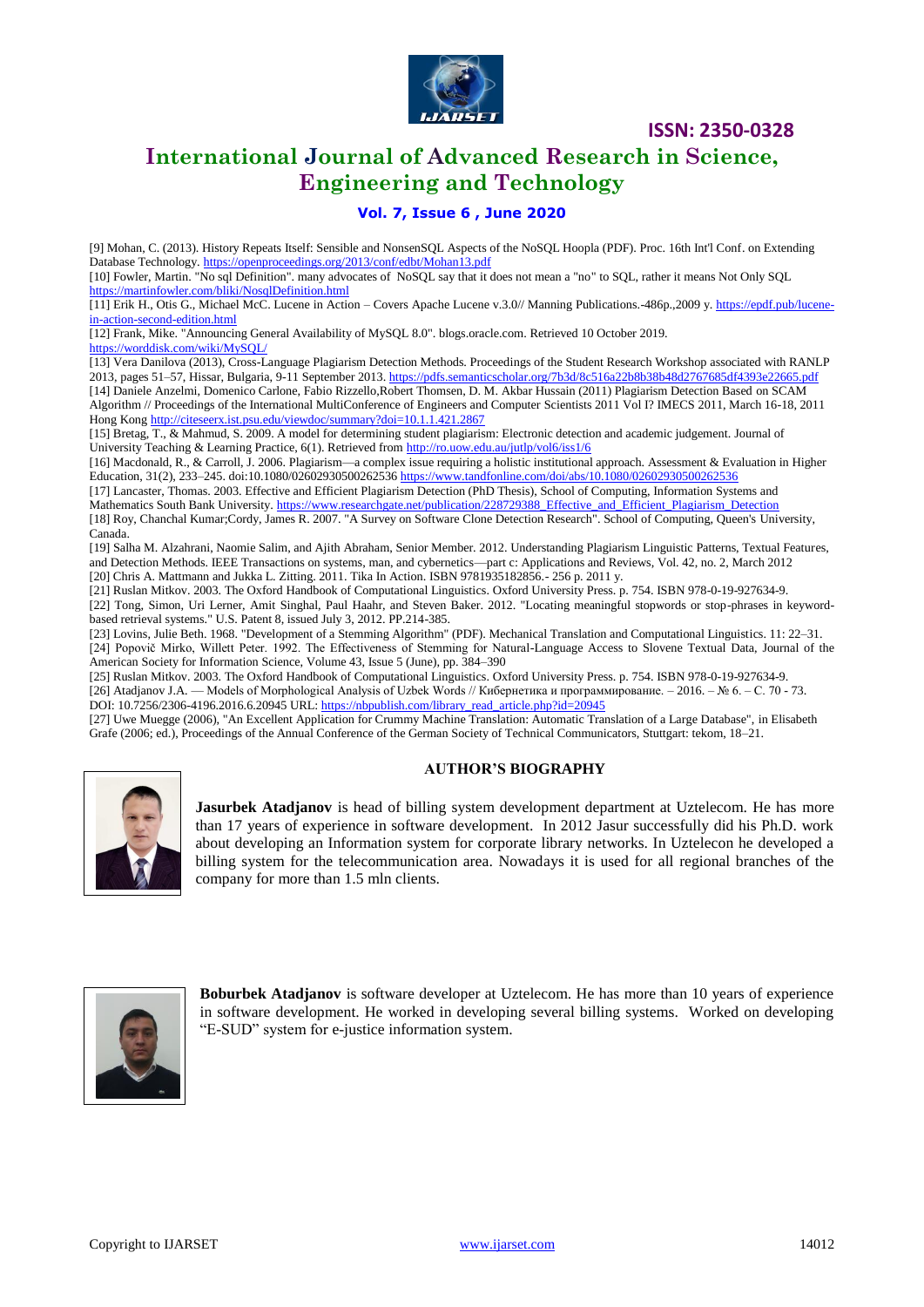[9] Mohan, C. (2013). History Repeats Itself: Sensible and NonsenSQL Aspects of the NoSQL Hoopla (PDF). Proc. 16th Int'l Conf. on Extending Database Technology. https://openproceedings.org/2013/conf/edbt/Mohan13.pdf

[10] Fowler, Martin. "No sql Definition". many advocates of NoSQL say that it does not mean a "no" to SQL, rather it means Not Only SQL https://martinfowler.com/bliki/NosqlDefinition.html

[11] Erik H., Otis G., Michael McC. Lucene in Action – Covers Apache Lucene v.3.0// Manning Publications.-486p.,2009 y. https://epdf.pub/lucene-in-action-second-edition.html

[12] Frank, Mike. "Announcing General Availability of MySQL 8.0". blogs.oracle.com. Retrieved 10 October 2019. https://worddisk.com/wiki/MySQL/

[13] Vera Danilova (2013), Cross-Language Plagiarism Detection Methods. Proceedings of the Student Research Workshop associated with RANLP 2013, pages 51–57, Hissar, Bulgaria, 9-11 September 2013. https://pdfs.semanticscholar.org/7b3d/8c516a22b8b38b48d2767685df4393e22665.pdf

[14] Daniele Anzelmi, Domenico Carlone, Fabio Rizzello,Robert Thomsen, D. M. Akbar Hussain (2011) Plagiarism Detection Based on SCAM Algorithm // Proceedings of the International MultiConference of Engineers and Computer Scientists 2011 Vol I? IMECS 2011, March 16-18, 2011 Hong Kong http://citeseerx.ist.psu.edu/viewdoc/summary?doi=10.1.1.421.2867

[15] Bretag, T., & Mahmud, S. 2009. A model for determining student plagiarism: Electronic detection and academic judgement. Journal of University Teaching & Learning Practice, 6(1). Retrieved from http://ro.uow.edu.au/jutlp/vol6/iss1/6

[16] Macdonald, R., & Carroll, J. 2006. Plagiarism—a complex issue requiring a holistic institutional approach. Assessment & Evaluation in Higher Education, 31(2), 233–245. doi:10.1080/02602930500262536 https://www.tandfonline.com/doi/abs/10.1080/02602930500262536

[17] Lancaster, Thomas. 2003. Effective and Efficient Plagiarism Detection (PhD Thesis), School of Computing, Information Systems and Mathematics South Bank University. https://www.researchgate.net/publication/228729388_Effective_and_Efficient_Plagiarism_Detection

[18] Roy, Chanchal Kumar;Cordy, James R. 2007. "A Survey on Software Clone Detection Research". School of Computing, Queen's University, Canada.

[19] Salha M. Alzahrani, Naomie Salim, and Ajith Abraham, Senior Member. 2012. Understanding Plagiarism Linguistic Patterns, Textual Features, and Detection Methods. IEEE Transactions on systems, man, and cybernetics—part c: Applications and Reviews, Vol. 42, no. 2, March 2012

[20] Chris A. Mattmann and Jukka L. Zitting. 2011. Tika In Action. ISBN 9781935182856.- 256 p. 2011 y.

[21] Ruslan Mitkov. 2003. The Oxford Handbook of Computational Linguistics. Oxford University Press. p. 754. ISBN 978-0-19-927634-9.

[22] Tong, Simon, Uri Lerner, Amit Singhal, Paul Haahr, and Steven Baker. 2012. "Locating meaningful stopwords or stop-phrases in keyword-based retrieval systems." U.S. Patent 8, issued July 3, 2012. PP.214-385.

[23] Lovins, Julie Beth. 1968. "Development of a Stemming Algorithm" (PDF). Mechanical Translation and Computational Linguistics. 11: 22–31.

[24] Popovič Mirko, Willett Peter. 1992. The Effectiveness of Stemming for Natural-Language Access to Slovene Textual Data, Journal of the American Society for Information Science, Volume 43, Issue 5 (June), pp. 384–390

[25] Ruslan Mitkov. 2003. The Oxford Handbook of Computational Linguistics. Oxford University Press. p. 754. ISBN 978-0-19-927634-9.

[26] Atadjanov J.A. — Models of Morphological Analysis of Uzbek Words // Кибернетика и программирование. – 2016. – № 6. – С. 70 - 73. DOI: 10.7256/2306-4196.2016.6.20945 URL: https://nbpublish.com/library_read_article.php?id=20945

[27] Uwe Muegge (2006), "An Excellent Application for Crummy Machine Translation: Automatic Translation of a Large Database", in Elisabeth Grafe (2006; ed.), Proceedings of the Annual Conference of the German Society of Technical Communicators, Stuttgart: tekom, 18–21.

## AUTHOR'S BIOGRAPHY

**Jasurbek Atadjanov** is head of billing system development department at Uztelecom. He has more than 17 years of experience in software development. In 2012 Jasur successfully did his Ph.D. work about developing an Information system for corporate library networks. In Uztelecon he developed a billing system for the telecommunication area. Nowadays it is used for all regional branches of the company for more than 1.5 mln clients.

**Boburbek Atadjanov** is software developer at Uztelecom. He has more than 10 years of experience in software development. He worked in developing several billing systems. Worked on developing "E-SUD" system for e-justice information system.